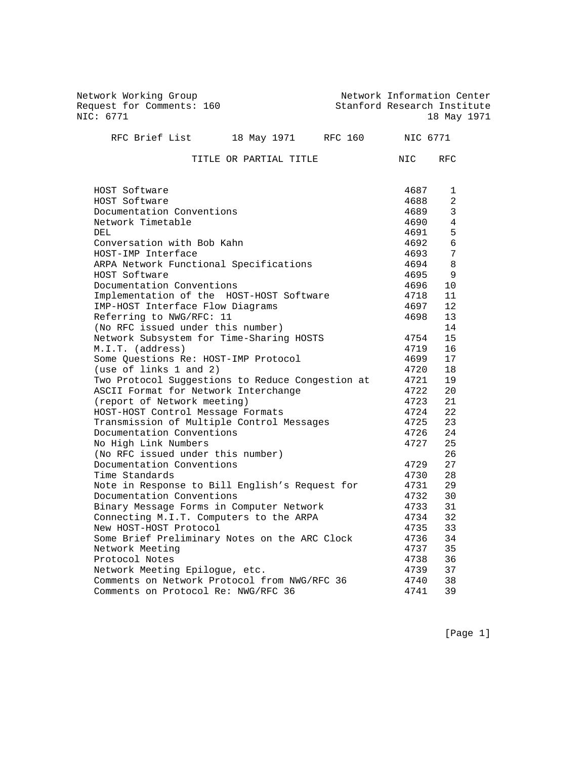Network Working Group                                 Network Information Center
Request for Comments: 160                            Stanford Research Institute
NIC: 6771                                                            18 May 1971

RFC Brief List      18 May 1971     RFC 160      NIC 6771

| TITLE OR PARTIAL TITLE | NIC | RFC |
|---|---|---|
| HOST Software | 4687 | 1 |
| HOST Software | 4688 | 2 |
| Documentation Conventions | 4689 | 3 |
| Network Timetable | 4690 | 4 |
| DEL | 4691 | 5 |
| Conversation with Bob Kahn | 4692 | 6 |
| HOST-IMP Interface | 4693 | 7 |
| ARPA Network Functional Specifications | 4694 | 8 |
| HOST Software | 4695 | 9 |
| Documentation Conventions | 4696 | 10 |
| Implementation of the  HOST-HOST Software | 4718 | 11 |
| IMP-HOST Interface Flow Diagrams | 4697 | 12 |
| Referring to NWG/RFC: 11 | 4698 | 13 |
| (No RFC issued under this number) | | 14 |
| Network Subsystem for Time-Sharing HOSTS | 4754 | 15 |
| M.I.T. (address) | 4719 | 16 |
| Some Questions Re: HOST-IMP Protocol | 4699 | 17 |
| (use of links 1 and 2) | 4720 | 18 |
| Two Protocol Suggestions to Reduce Congestion at | 4721 | 19 |
| ASCII Format for Network Interchange | 4722 | 20 |
| (report of Network meeting) | 4723 | 21 |
| HOST-HOST Control Message Formats | 4724 | 22 |
| Transmission of Multiple Control Messages | 4725 | 23 |
| Documentation Conventions | 4726 | 24 |
| No High Link Numbers | 4727 | 25 |
| (No RFC issued under this number) | | 26 |
| Documentation Conventions | 4729 | 27 |
| Time Standards | 4730 | 28 |
| Note in Response to Bill English's Request for | 4731 | 29 |
| Documentation Conventions | 4732 | 30 |
| Binary Message Forms in Computer Network | 4733 | 31 |
| Connecting M.I.T. Computers to the ARPA | 4734 | 32 |
| New HOST-HOST Protocol | 4735 | 33 |
| Some Brief Preliminary Notes on the ARC Clock | 4736 | 34 |
| Network Meeting | 4737 | 35 |
| Protocol Notes | 4738 | 36 |
| Network Meeting Epilogue, etc. | 4739 | 37 |
| Comments on Network Protocol from NWG/RFC 36 | 4740 | 38 |
| Comments on Protocol Re: NWG/RFC 36 | 4741 | 39 |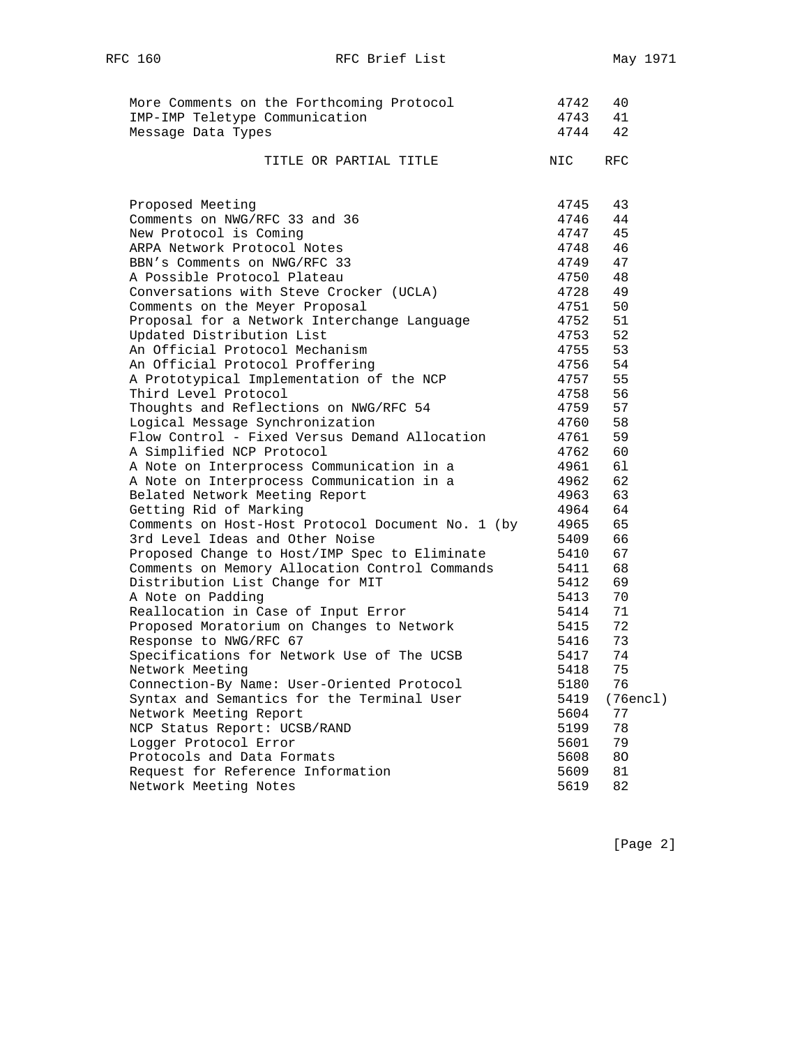| TITLE OR PARTIAL TITLE | NIC | RFC |
|---|---|---|
| More Comments on the Forthcoming Protocol | 4742 | 40 |
| IMP-IMP Teletype Communication | 4743 | 41 |
| Message Data Types | 4744 | 42 |
| Proposed Meeting | 4745 | 43 |
| Comments on NWG/RFC 33 and 36 | 4746 | 44 |
| New Protocol is Coming | 4747 | 45 |
| ARPA Network Protocol Notes | 4748 | 46 |
| BBN's Comments on NWG/RFC 33 | 4749 | 47 |
| A Possible Protocol Plateau | 4750 | 48 |
| Conversations with Steve Crocker (UCLA) | 4728 | 49 |
| Comments on the Meyer Proposal | 4751 | 50 |
| Proposal for a Network Interchange Language | 4752 | 51 |
| Updated Distribution List | 4753 | 52 |
| An Official Protocol Mechanism | 4755 | 53 |
| An Official Protocol Proffering | 4756 | 54 |
| A Prototypical Implementation of the NCP | 4757 | 55 |
| Third Level Protocol | 4758 | 56 |
| Thoughts and Reflections on NWG/RFC 54 | 4759 | 57 |
| Logical Message Synchronization | 4760 | 58 |
| Flow Control - Fixed Versus Demand Allocation | 4761 | 59 |
| A Simplified NCP Protocol | 4762 | 60 |
| A Note on Interprocess Communication in a | 4961 | 6l |
| A Note on Interprocess Communication in a | 4962 | 62 |
| Belated Network Meeting Report | 4963 | 63 |
| Getting Rid of Marking | 4964 | 64 |
| Comments on Host-Host Protocol Document No. 1 (by | 4965 | 65 |
| 3rd Level Ideas and Other Noise | 5409 | 66 |
| Proposed Change to Host/IMP Spec to Eliminate | 5410 | 67 |
| Comments on Memory Allocation Control Commands | 5411 | 68 |
| Distribution List Change for MIT | 5412 | 69 |
| A Note on Padding | 5413 | 70 |
| Reallocation in Case of Input Error | 5414 | 71 |
| Proposed Moratorium on Changes to Network | 5415 | 72 |
| Response to NWG/RFC 67 | 5416 | 73 |
| Specifications for Network Use of The UCSB | 5417 | 74 |
| Network Meeting | 5418 | 75 |
| Connection-By Name: User-Oriented Protocol | 5180 | 76 |
| Syntax and Semantics for the Terminal User | 5419 | (76encl) |
| Network Meeting Report | 5604 | 77 |
| NCP Status Report: UCSB/RAND | 5199 | 78 |
| Logger Protocol Error | 5601 | 79 |
| Protocols and Data Formats | 5608 | 8O |
| Request for Reference Information | 5609 | 81 |
| Network Meeting Notes | 5619 | 82 |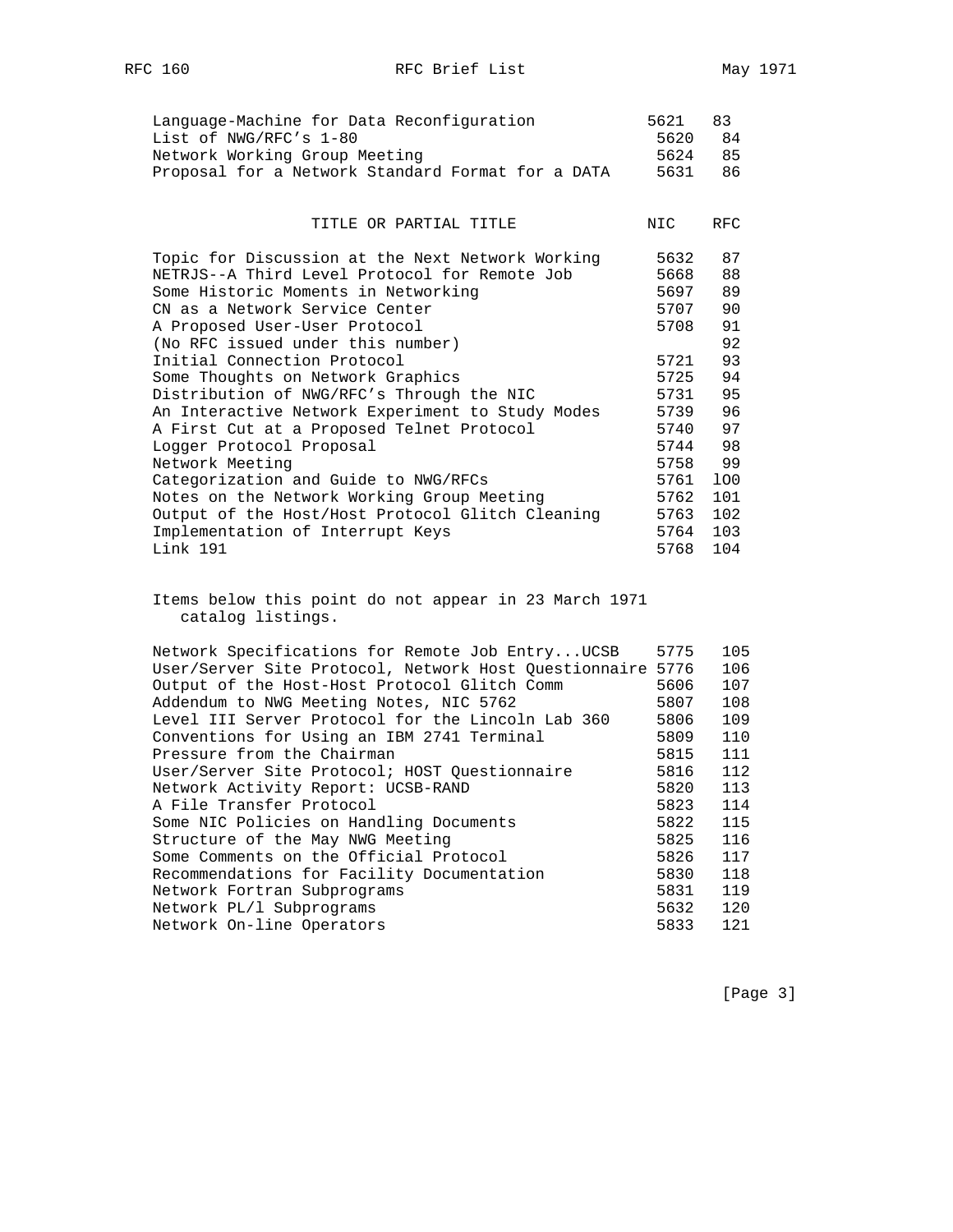| TITLE OR PARTIAL TITLE | NIC | RFC |
|---|---|---|
| Language-Machine for Data Reconfiguration | 5621 | 83 |
| List of NWG/RFC's 1-80 | 5620 | 84 |
| Network Working Group Meeting | 5624 | 85 |
| Proposal for a Network Standard Format for a DATA | 5631 | 86 |
| Topic for Discussion at the Next Network Working | 5632 | 87 |
| NETRJS--A Third Level Protocol for Remote Job | 5668 | 88 |
| Some Historic Moments in Networking | 5697 | 89 |
| CN as a Network Service Center | 5707 | 90 |
| A Proposed User-User Protocol | 5708 | 91 |
| (No RFC issued under this number) | | 92 |
| Initial Connection Protocol | 5721 | 93 |
| Some Thoughts on Network Graphics | 5725 | 94 |
| Distribution of NWG/RFC's Through the NIC | 5731 | 95 |
| An Interactive Network Experiment to Study Modes | 5739 | 96 |
| A First Cut at a Proposed Telnet Protocol | 5740 | 97 |
| Logger Protocol Proposal | 5744 | 98 |
| Network Meeting | 5758 | 99 |
| Categorization and Guide to NWG/RFCs | 5761 | 1O0 |
| Notes on the Network Working Group Meeting | 5762 | 101 |
| Output of the Host/Host Protocol Glitch Cleaning | 5763 | 102 |
| Implementation of Interrupt Keys | 5764 | 103 |
| Link 191 | 5768 | 104 |

Items below this point do not appear in 23 March 1971 catalog listings.

| TITLE OR PARTIAL TITLE | NIC | RFC |
|---|---|---|
| Network Specifications for Remote Job Entry...UCSB | 5775 | 105 |
| User/Server Site Protocol, Network Host Questionnaire | 5776 | 106 |
| Output of the Host-Host Protocol Glitch Comm | 5606 | 107 |
| Addendum to NWG Meeting Notes, NIC 5762 | 5807 | 108 |
| Level III Server Protocol for the Lincoln Lab 360 | 5806 | 109 |
| Conventions for Using an IBM 2741 Terminal | 5809 | 110 |
| Pressure from the Chairman | 5815 | 111 |
| User/Server Site Protocol; HOST Questionnaire | 5816 | 112 |
| Network Activity Report: UCSB-RAND | 5820 | 113 |
| A File Transfer Protocol | 5823 | 114 |
| Some NIC Policies on Handling Documents | 5822 | 115 |
| Structure of the May NWG Meeting | 5825 | 116 |
| Some Comments on the Official Protocol | 5826 | 117 |
| Recommendations for Facility Documentation | 5830 | 118 |
| Network Fortran Subprograms | 5831 | 119 |
| Network PL/l Subprograms | 5632 | 120 |
| Network On-line Operators | 5833 | 121 |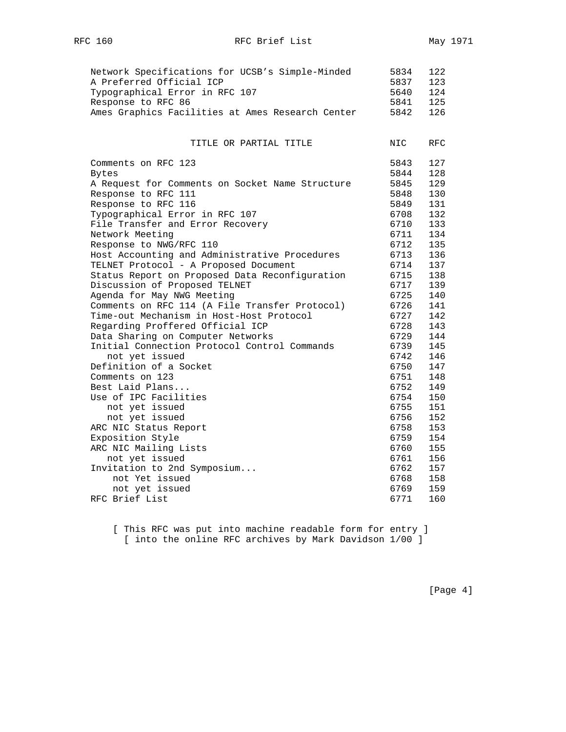| TITLE OR PARTIAL TITLE | NIC | RFC |
|---|---|---|
| Network Specifications for UCSB's Simple-Minded | 5834 | 122 |
| A Preferred Official ICP | 5837 | 123 |
| Typographical Error in RFC 107 | 5640 | 124 |
| Response to RFC 86 | 5841 | 125 |
| Ames Graphics Facilities at Ames Research Center | 5842 | 126 |

| TITLE OR PARTIAL TITLE | NIC | RFC |
|---|---|---|
| Comments on RFC 123 | 5843 | 127 |
| Bytes | 5844 | 128 |
| A Request for Comments on Socket Name Structure | 5845 | 129 |
| Response to RFC 111 | 5848 | 130 |
| Response to RFC 116 | 5849 | 131 |
| Typographical Error in RFC 107 | 6708 | 132 |
| File Transfer and Error Recovery | 6710 | 133 |
| Network Meeting | 6711 | 134 |
| Response to NWG/RFC 110 | 6712 | 135 |
| Host Accounting and Administrative Procedures | 6713 | 136 |
| TELNET Protocol - A Proposed Document | 6714 | 137 |
| Status Report on Proposed Data Reconfiguration | 6715 | 138 |
| Discussion of Proposed TELNET | 6717 | 139 |
| Agenda for May NWG Meeting | 6725 | 140 |
| Comments on RFC 114 (A File Transfer Protocol) | 6726 | 141 |
| Time-out Mechanism in Host-Host Protocol | 6727 | 142 |
| Regarding Proffered Official ICP | 6728 | 143 |
| Data Sharing on Computer Networks | 6729 | 144 |
| Initial Connection Protocol Control Commands | 6739 | 145 |
| not yet issued | 6742 | 146 |
| Definition of a Socket | 6750 | 147 |
| Comments on 123 | 6751 | 148 |
| Best Laid Plans... | 6752 | 149 |
| Use of IPC Facilities | 6754 | 150 |
| not yet issued | 6755 | 151 |
| not yet issued | 6756 | 152 |
| ARC NIC Status Report | 6758 | 153 |
| Exposition Style | 6759 | 154 |
| ARC NIC Mailing Lists | 6760 | 155 |
| not yet issued | 6761 | 156 |
| Invitation to 2nd Symposium... | 6762 | 157 |
| not Yet issued | 6768 | 158 |
| not yet issued | 6769 | 159 |
| RFC Brief List | 6771 | 160 |

[ This RFC was put into machine readable form for entry ]
[ into the online RFC archives by Mark Davidson 1/00 ]